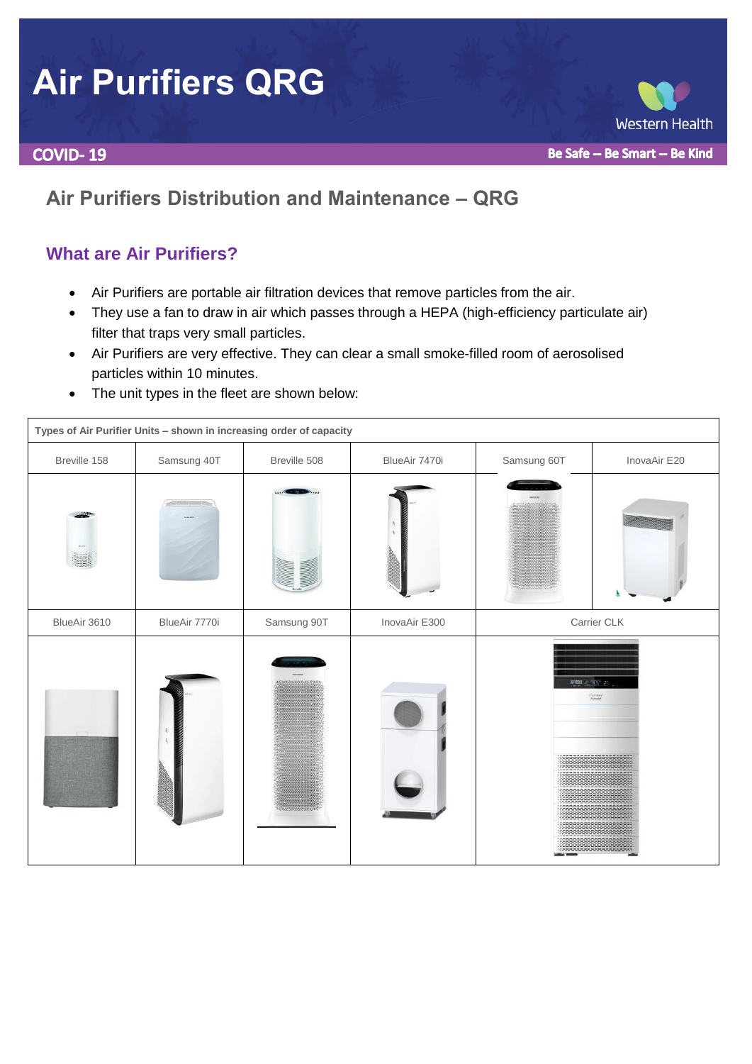# Air Purifiers QRG

**COVID- 19**

**Be Safe -- Be Smart -- Be Kind**

## Air Purifiers Distribution and Maintenance – QRG

### What are Air Purifiers?

- Air Purifiers are portable air filtration devices that remove particles from the air.
- They use a fan to draw in air which passes through a HEPA (high-efficiency particulate air) filter that traps very small particles.
- Air Purifiers are very effective. They can clear a small smoke-filled room of aerosolised particles within 10 minutes.
- The unit types in the fleet are shown below:

| **Types of Air Purifier Units – shown in increasing order of capacity** | | | | | |
|---|---|---|---|---|---|
| Breville 158 | Samsung 40T | Breville 508 | BlueAir 7470i | Samsung 60T | InovaAir E20 |
| | | | | | |
| BlueAir 3610 | BlueAir 7770i | Samsung 90T | InovaAir E300 | Carrier CLK | |
| | | | | | |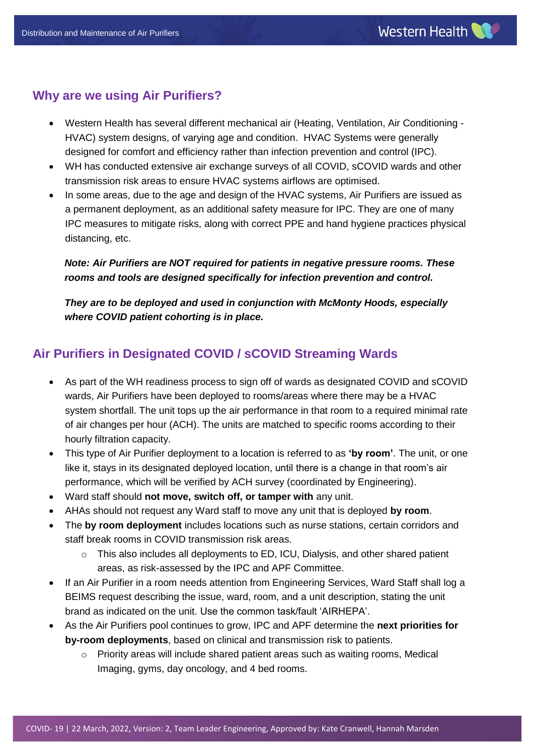## Why are we using Air Purifiers?

- Western Health has several different mechanical air (Heating, Ventilation, Air Conditioning - HVAC) system designs, of varying age and condition.  HVAC Systems were generally designed for comfort and efficiency rather than infection prevention and control (IPC).
- WH has conducted extensive air exchange surveys of all COVID, sCOVID wards and other transmission risk areas to ensure HVAC systems airflows are optimised.
- In some areas, due to the age and design of the HVAC systems, Air Purifiers are issued as a permanent deployment, as an additional safety measure for IPC. They are one of many IPC measures to mitigate risks, along with correct PPE and hand hygiene practices physical distancing, etc.

***Note: Air Purifiers are NOT required for patients in negative pressure rooms. These rooms and tools are designed specifically for infection prevention and control.***

***They are to be deployed and used in conjunction with McMonty Hoods, especially where COVID patient cohorting is in place.***

## Air Purifiers in Designated COVID / sCOVID Streaming Wards

- As part of the WH readiness process to sign off of wards as designated COVID and sCOVID wards, Air Purifiers have been deployed to rooms/areas where there may be a HVAC system shortfall. The unit tops up the air performance in that room to a required minimal rate of air changes per hour (ACH). The units are matched to specific rooms according to their hourly filtration capacity.
- This type of Air Purifier deployment to a location is referred to as **'by room'**. The unit, or one like it, stays in its designated deployed location, until there is a change in that room's air performance, which will be verified by ACH survey (coordinated by Engineering).
- Ward staff should **not move, switch off, or tamper with** any unit.
- AHAs should not request any Ward staff to move any unit that is deployed **by room**.
- The **by room deployment** includes locations such as nurse stations, certain corridors and staff break rooms in COVID transmission risk areas.
  - This also includes all deployments to ED, ICU, Dialysis, and other shared patient areas, as risk-assessed by the IPC and APF Committee.
- If an Air Purifier in a room needs attention from Engineering Services, Ward Staff shall log a BEIMS request describing the issue, ward, room, and a unit description, stating the unit brand as indicated on the unit. Use the common task/fault 'AIRHEPA'.
- As the Air Purifiers pool continues to grow, IPC and APF determine the **next priorities for by-room deployments**, based on clinical and transmission risk to patients.
  - Priority areas will include shared patient areas such as waiting rooms, Medical Imaging, gyms, day oncology, and 4 bed rooms.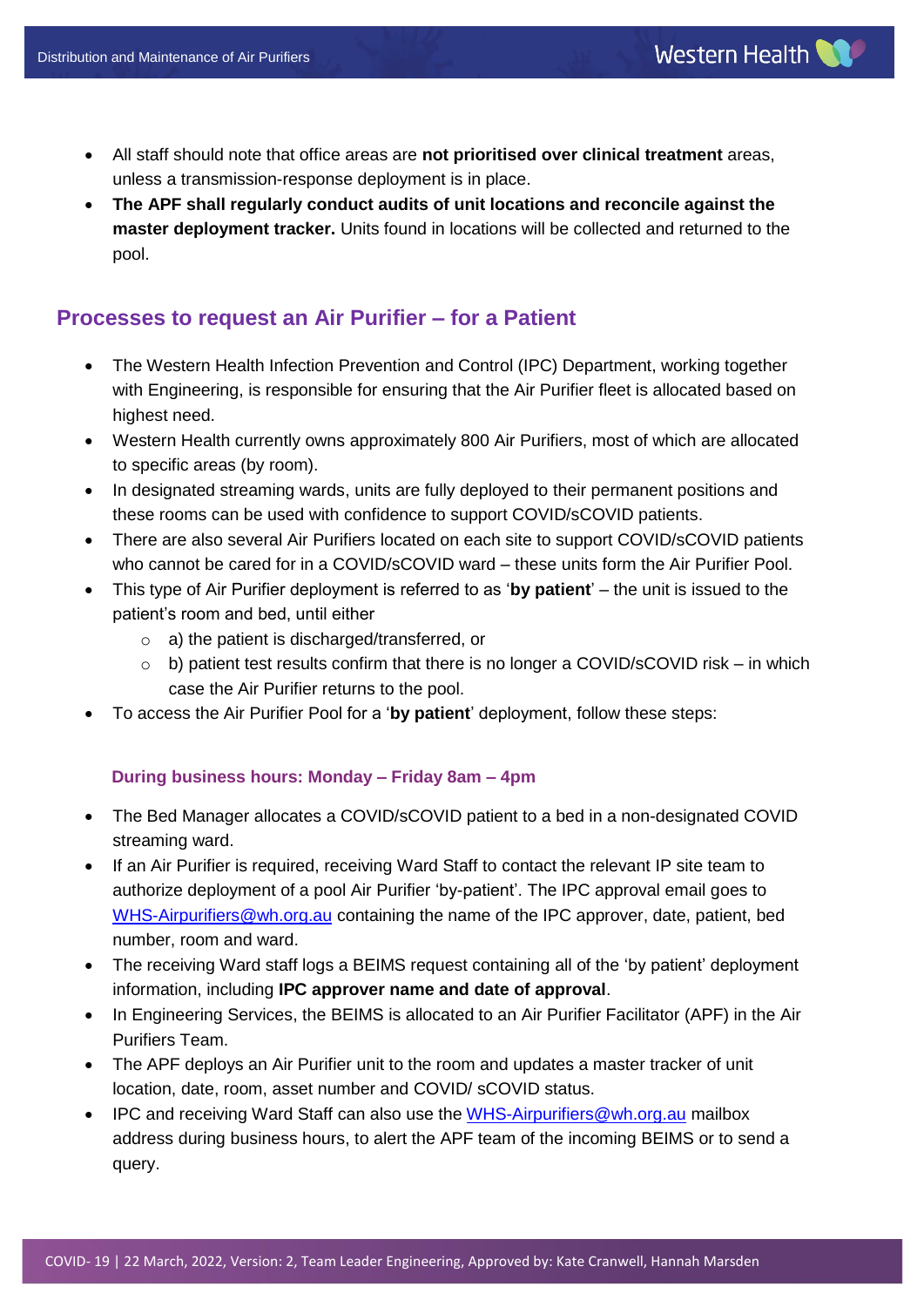- All staff should note that office areas are **not prioritised over clinical treatment** areas, unless a transmission-response deployment is in place.
- **The APF shall regularly conduct audits of unit locations and reconcile against the master deployment tracker.** Units found in locations will be collected and returned to the pool.

## Processes to request an Air Purifier – for a Patient

- The Western Health Infection Prevention and Control (IPC) Department, working together with Engineering, is responsible for ensuring that the Air Purifier fleet is allocated based on highest need.
- Western Health currently owns approximately 800 Air Purifiers, most of which are allocated to specific areas (by room).
- In designated streaming wards, units are fully deployed to their permanent positions and these rooms can be used with confidence to support COVID/sCOVID patients.
- There are also several Air Purifiers located on each site to support COVID/sCOVID patients who cannot be cared for in a COVID/sCOVID ward – these units form the Air Purifier Pool.
- This type of Air Purifier deployment is referred to as '**by patient**' – the unit is issued to the patient's room and bed, until either
  - a) the patient is discharged/transferred, or
  - b) patient test results confirm that there is no longer a COVID/sCOVID risk – in which case the Air Purifier returns to the pool.
- To access the Air Purifier Pool for a '**by patient**' deployment, follow these steps:

### During business hours: Monday – Friday 8am – 4pm

- The Bed Manager allocates a COVID/sCOVID patient to a bed in a non-designated COVID streaming ward.
- If an Air Purifier is required, receiving Ward Staff to contact the relevant IP site team to authorize deployment of a pool Air Purifier 'by-patient'. The IPC approval email goes to WHS-Airpurifiers@wh.org.au containing the name of the IPC approver, date, patient, bed number, room and ward.
- The receiving Ward staff logs a BEIMS request containing all of the 'by patient' deployment information, including **IPC approver name and date of approval**.
- In Engineering Services, the BEIMS is allocated to an Air Purifier Facilitator (APF) in the Air Purifiers Team.
- The APF deploys an Air Purifier unit to the room and updates a master tracker of unit location, date, room, asset number and COVID/ sCOVID status.
- IPC and receiving Ward Staff can also use the WHS-Airpurifiers@wh.org.au mailbox address during business hours, to alert the APF team of the incoming BEIMS or to send a query.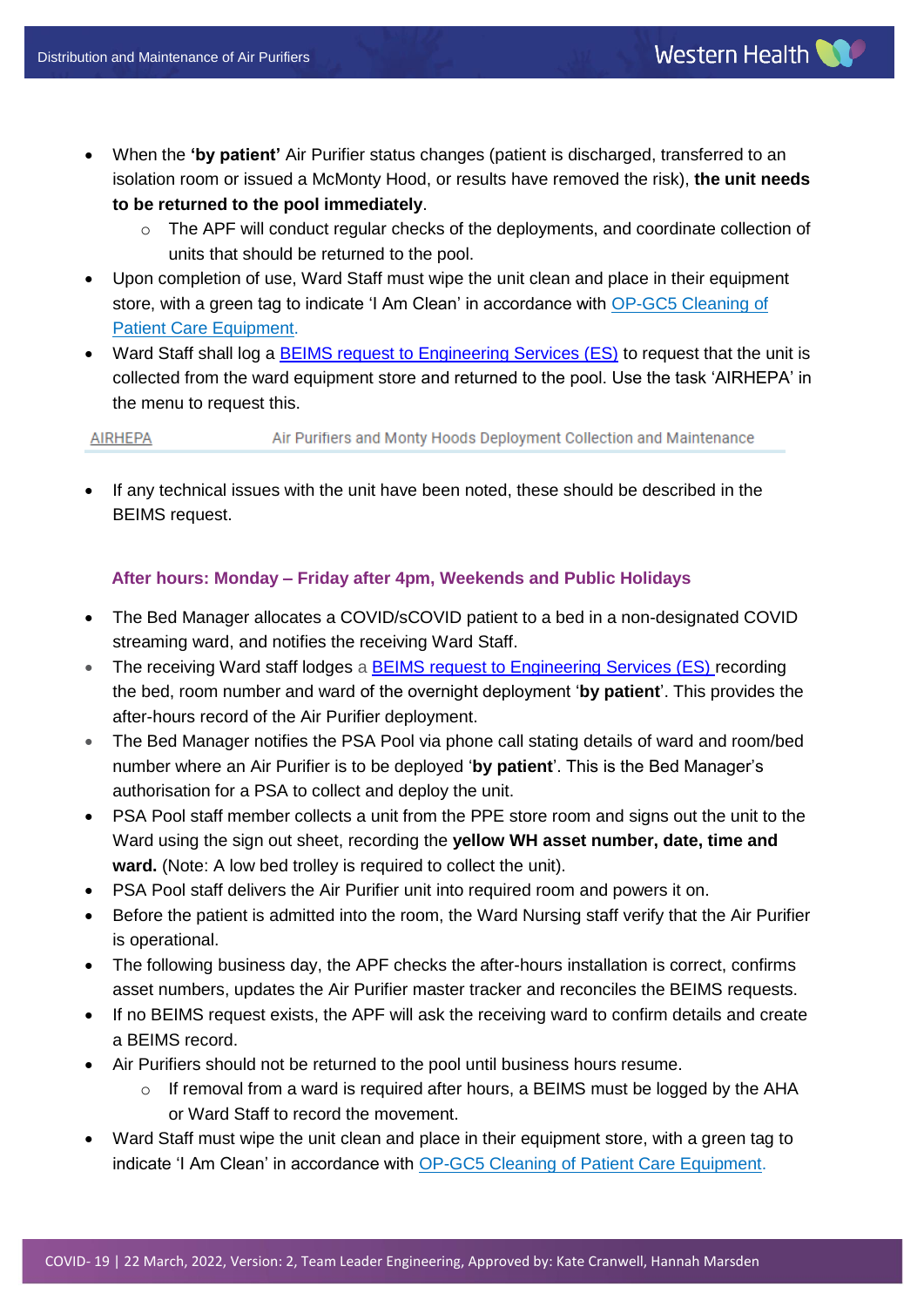- When the **'by patient'** Air Purifier status changes (patient is discharged, transferred to an isolation room or issued a McMonty Hood, or results have removed the risk), **the unit needs to be returned to the pool immediately**.
  - The APF will conduct regular checks of the deployments, and coordinate collection of units that should be returned to the pool.
- Upon completion of use, Ward Staff must wipe the unit clean and place in their equipment store, with a green tag to indicate 'I Am Clean' in accordance with OP-GC5 Cleaning of Patient Care Equipment.
- Ward Staff shall log a BEIMS request to Engineering Services (ES) to request that the unit is collected from the ward equipment store and returned to the pool. Use the task 'AIRHEPA' in the menu to request this.

| AIRHEPA | Air Purifiers and Monty Hoods Deployment Collection and Maintenance |
|---|---|

- If any technical issues with the unit have been noted, these should be described in the BEIMS request.

### After hours: Monday – Friday after 4pm, Weekends and Public Holidays

- The Bed Manager allocates a COVID/sCOVID patient to a bed in a non-designated COVID streaming ward, and notifies the receiving Ward Staff.
- The receiving Ward staff lodges a BEIMS request to Engineering Services (ES) recording the bed, room number and ward of the overnight deployment '**by patient**'. This provides the after-hours record of the Air Purifier deployment.
- The Bed Manager notifies the PSA Pool via phone call stating details of ward and room/bed number where an Air Purifier is to be deployed '**by patient**'. This is the Bed Manager's authorisation for a PSA to collect and deploy the unit.
- PSA Pool staff member collects a unit from the PPE store room and signs out the unit to the Ward using the sign out sheet, recording the **yellow WH asset number, date, time and ward.** (Note: A low bed trolley is required to collect the unit).
- PSA Pool staff delivers the Air Purifier unit into required room and powers it on.
- Before the patient is admitted into the room, the Ward Nursing staff verify that the Air Purifier is operational.
- The following business day, the APF checks the after-hours installation is correct, confirms asset numbers, updates the Air Purifier master tracker and reconciles the BEIMS requests.
- If no BEIMS request exists, the APF will ask the receiving ward to confirm details and create a BEIMS record.
- Air Purifiers should not be returned to the pool until business hours resume.
  - If removal from a ward is required after hours, a BEIMS must be logged by the AHA or Ward Staff to record the movement.
- Ward Staff must wipe the unit clean and place in their equipment store, with a green tag to indicate 'I Am Clean' in accordance with OP-GC5 Cleaning of Patient Care Equipment.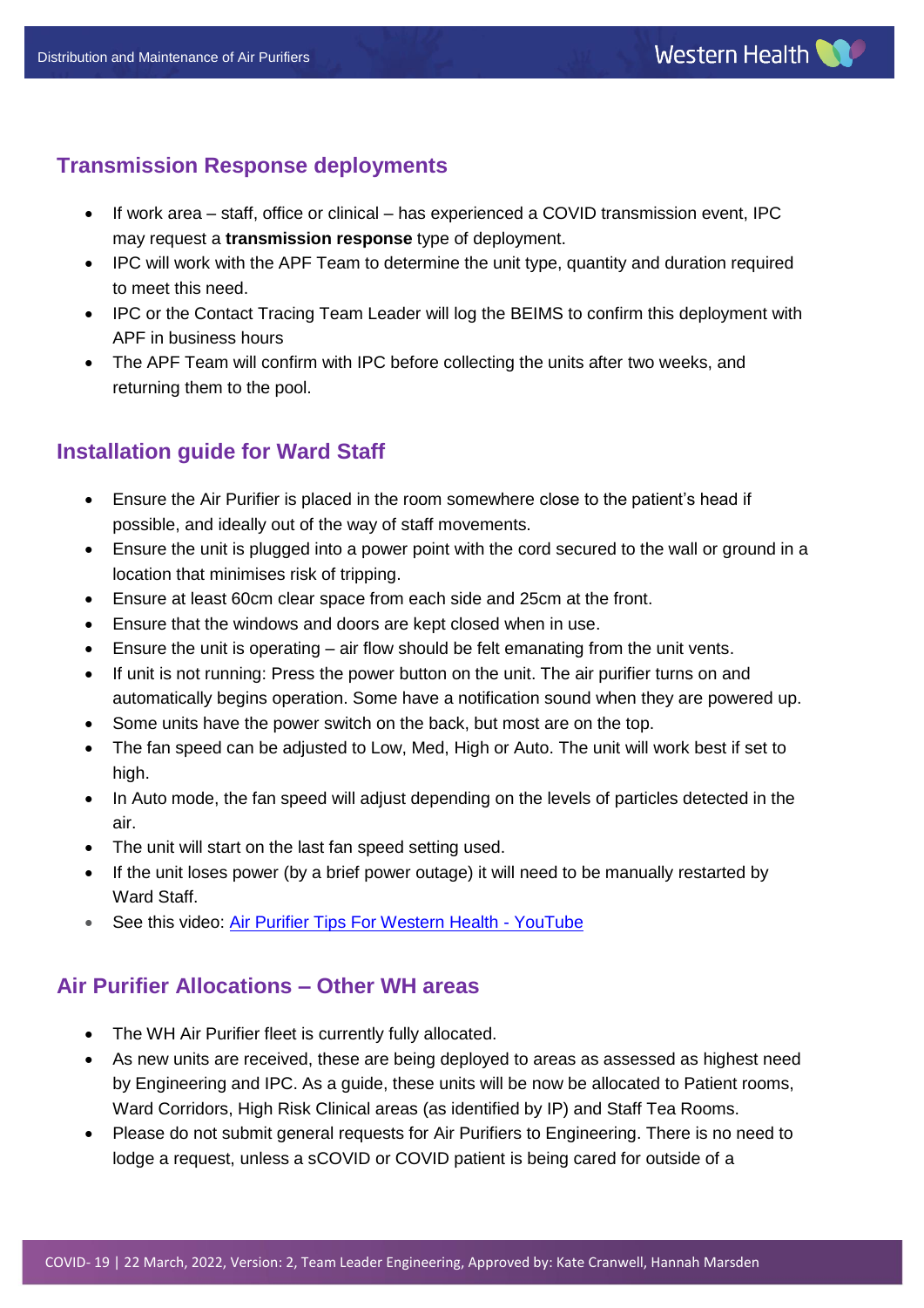## Transmission Response deployments

- If work area – staff, office or clinical – has experienced a COVID transmission event, IPC may request a **transmission response** type of deployment.
- IPC will work with the APF Team to determine the unit type, quantity and duration required to meet this need.
- IPC or the Contact Tracing Team Leader will log the BEIMS to confirm this deployment with APF in business hours
- The APF Team will confirm with IPC before collecting the units after two weeks, and returning them to the pool.

## Installation guide for Ward Staff

- Ensure the Air Purifier is placed in the room somewhere close to the patient's head if possible, and ideally out of the way of staff movements.
- Ensure the unit is plugged into a power point with the cord secured to the wall or ground in a location that minimises risk of tripping.
- Ensure at least 60cm clear space from each side and 25cm at the front.
- Ensure that the windows and doors are kept closed when in use.
- Ensure the unit is operating – air flow should be felt emanating from the unit vents.
- If unit is not running: Press the power button on the unit. The air purifier turns on and automatically begins operation. Some have a notification sound when they are powered up.
- Some units have the power switch on the back, but most are on the top.
- The fan speed can be adjusted to Low, Med, High or Auto. The unit will work best if set to high.
- In Auto mode, the fan speed will adjust depending on the levels of particles detected in the air.
- The unit will start on the last fan speed setting used.
- If the unit loses power (by a brief power outage) it will need to be manually restarted by Ward Staff.
- See this video: [Air Purifier Tips For Western Health - YouTube]

## Air Purifier Allocations – Other WH areas

- The WH Air Purifier fleet is currently fully allocated.
- As new units are received, these are being deployed to areas as assessed as highest need by Engineering and IPC. As a guide, these units will be now be allocated to Patient rooms, Ward Corridors, High Risk Clinical areas (as identified by IP) and Staff Tea Rooms.
- Please do not submit general requests for Air Purifiers to Engineering. There is no need to lodge a request, unless a sCOVID or COVID patient is being cared for outside of a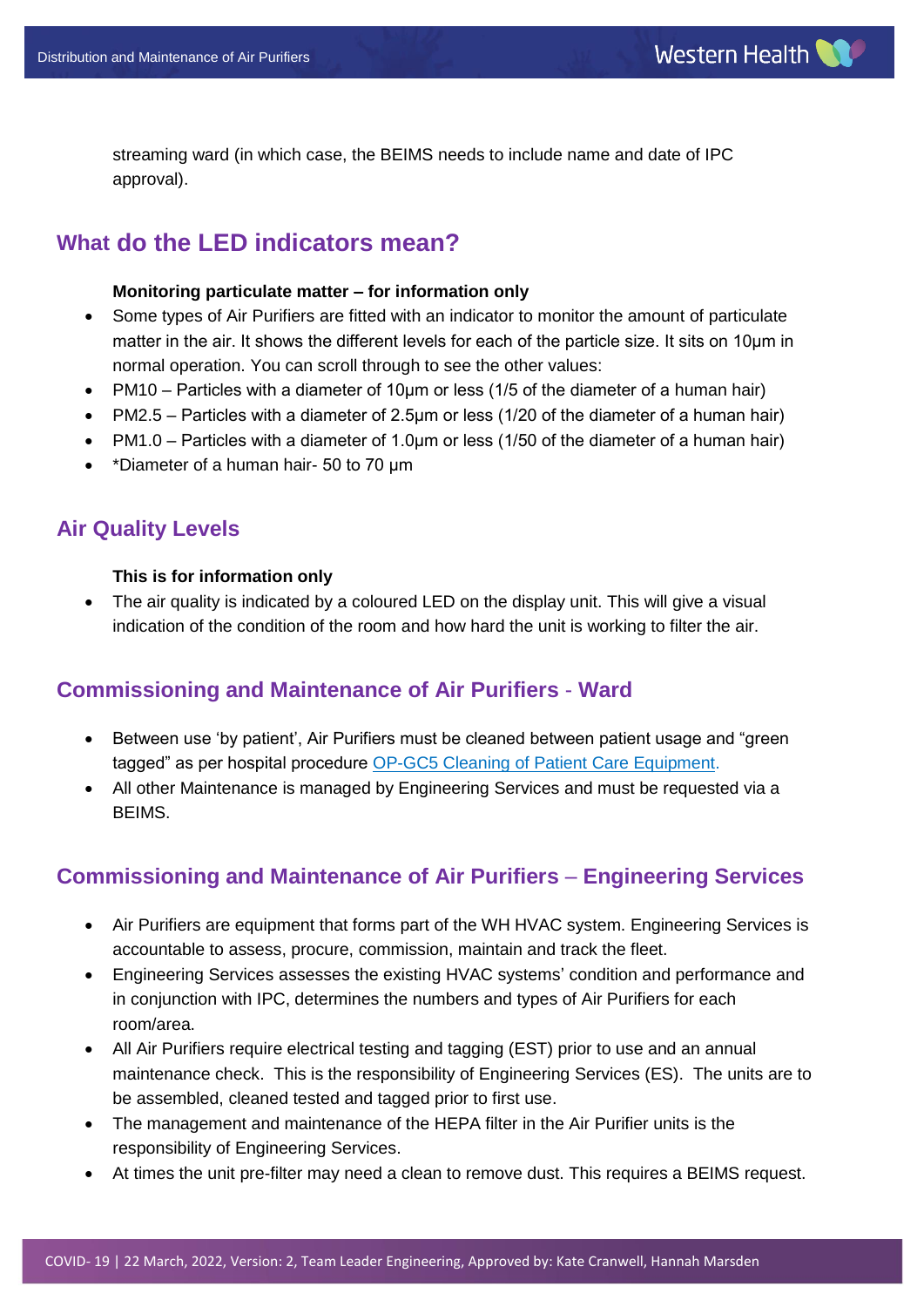streaming ward (in which case, the BEIMS needs to include name and date of IPC approval).

## What do the LED indicators mean?

**Monitoring particulate matter – for information only**

- Some types of Air Purifiers are fitted with an indicator to monitor the amount of particulate matter in the air. It shows the different levels for each of the particle size. It sits on 10µm in normal operation. You can scroll through to see the other values:
- PM10 – Particles with a diameter of 10µm or less (1/5 of the diameter of a human hair)
- PM2.5 – Particles with a diameter of 2.5µm or less (1/20 of the diameter of a human hair)
- PM1.0 – Particles with a diameter of 1.0µm or less (1/50 of the diameter of a human hair)
- *Diameter of a human hair- 50 to 70 µm

## Air Quality Levels

**This is for information only**

- The air quality is indicated by a coloured LED on the display unit. This will give a visual indication of the condition of the room and how hard the unit is working to filter the air.

## Commissioning and Maintenance of Air Purifiers - Ward

- Between use 'by patient', Air Purifiers must be cleaned between patient usage and "green tagged" as per hospital procedure OP-GC5 Cleaning of Patient Care Equipment.
- All other Maintenance is managed by Engineering Services and must be requested via a BEIMS.

## Commissioning and Maintenance of Air Purifiers – Engineering Services

- Air Purifiers are equipment that forms part of the WH HVAC system. Engineering Services is accountable to assess, procure, commission, maintain and track the fleet.
- Engineering Services assesses the existing HVAC systems' condition and performance and in conjunction with IPC, determines the numbers and types of Air Purifiers for each room/area.
- All Air Purifiers require electrical testing and tagging (EST) prior to use and an annual maintenance check. This is the responsibility of Engineering Services (ES). The units are to be assembled, cleaned tested and tagged prior to first use.
- The management and maintenance of the HEPA filter in the Air Purifier units is the responsibility of Engineering Services.
- At times the unit pre-filter may need a clean to remove dust. This requires a BEIMS request.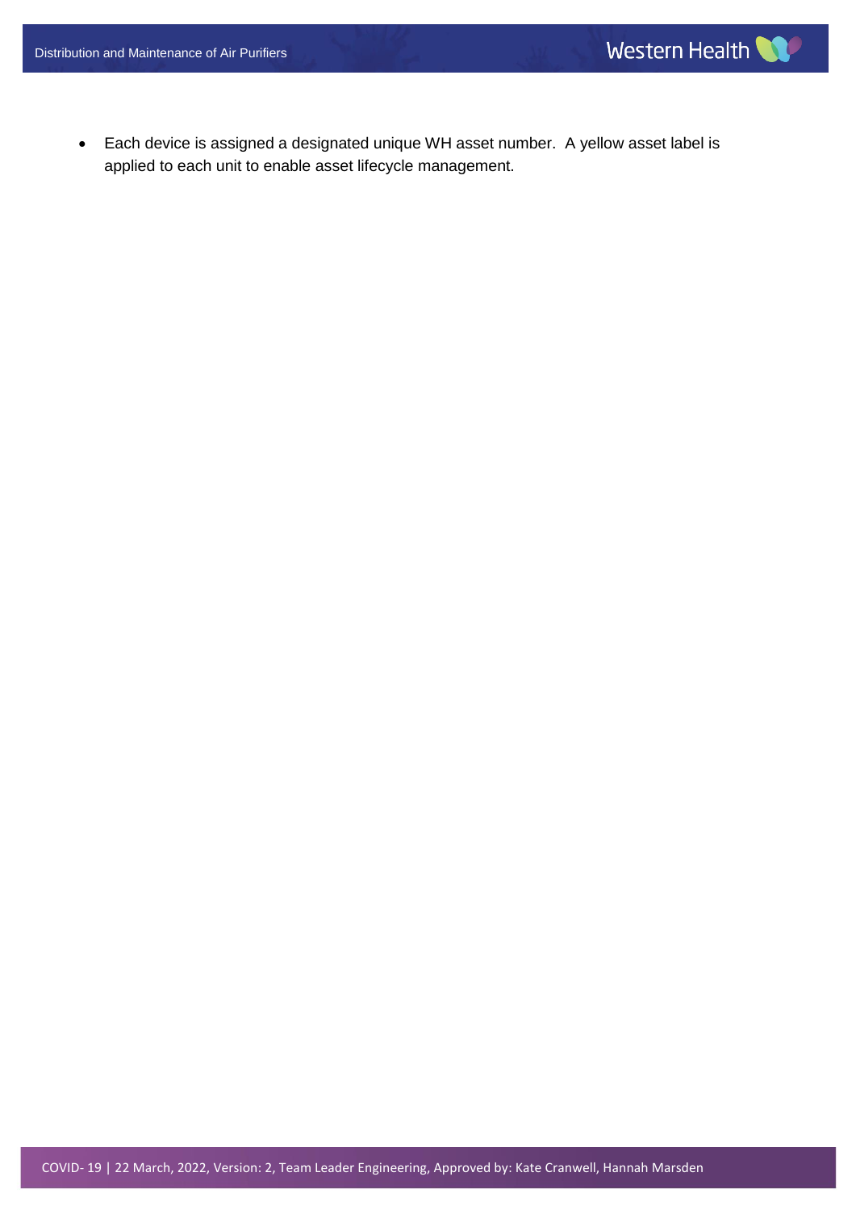- Each device is assigned a designated unique WH asset number. A yellow asset label is applied to each unit to enable asset lifecycle management.